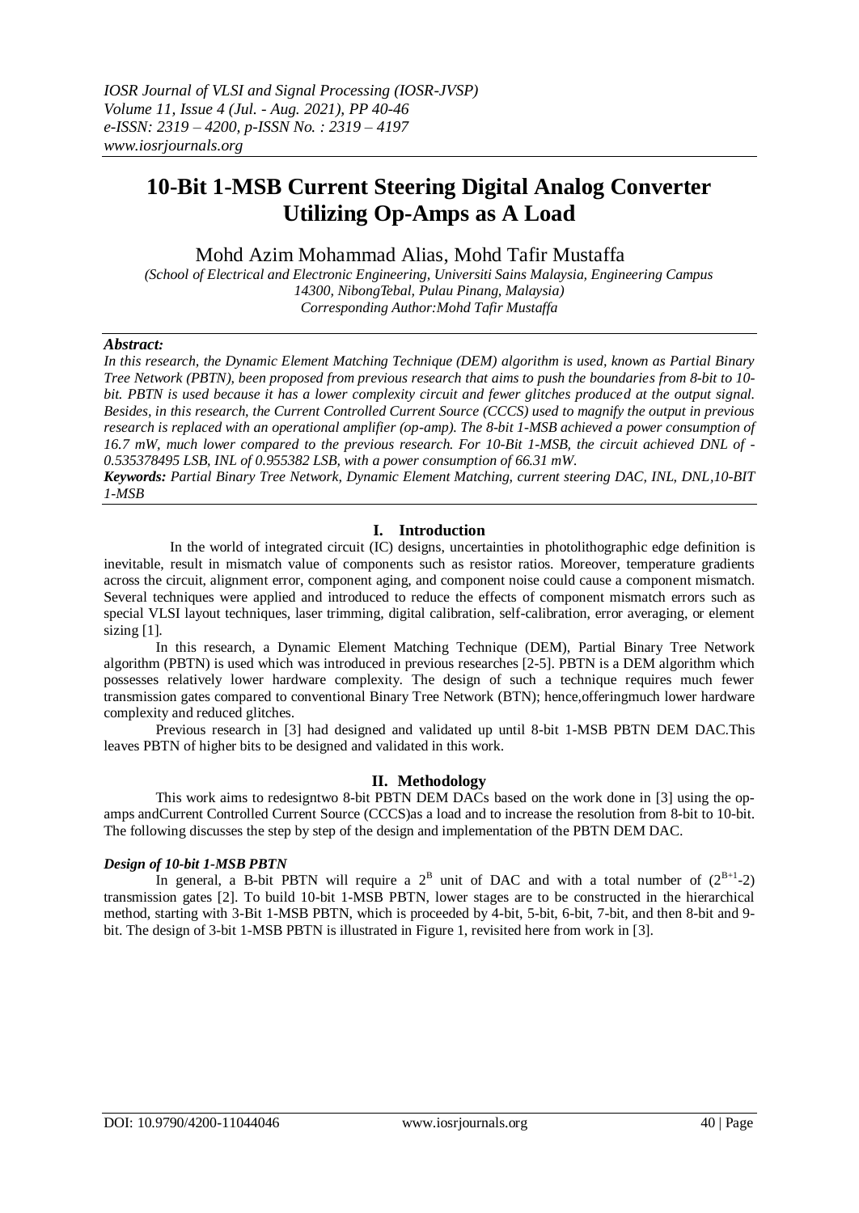# 10-Bit 1-MSB Current Steering Digital Analog Converter Utilizing Op-Amps as A Load

Mohd Azim Mohammad Alias, Mohd Tafir Mustaffa

*(School of Electrical and Electronic Engineering, Universiti Sains Malaysia, Engineering Campus 14300, NibongTebal, Pulau Pinang, Malaysia)*
*Corresponding Author:Mohd Tafir Mustaffa*

***Abstract:***
*In this research, the Dynamic Element Matching Technique (DEM) algorithm is used, known as Partial Binary Tree Network (PBTN), been proposed from previous research that aims to push the boundaries from 8-bit to 10-bit. PBTN is used because it has a lower complexity circuit and fewer glitches produced at the output signal. Besides, in this research, the Current Controlled Current Source (CCCS) used to magnify the output in previous research is replaced with an operational amplifier (op-amp). The 8-bit 1-MSB achieved a power consumption of 16.7 mW, much lower compared to the previous research. For 10-Bit 1-MSB, the circuit achieved DNL of -0.535378495 LSB, INL of 0.955382 LSB, with a power consumption of 66.31 mW.*

***Keywords:*** *Partial Binary Tree Network, Dynamic Element Matching, current steering DAC, INL, DNL,10-BIT 1-MSB*

## I. Introduction

In the world of integrated circuit (IC) designs, uncertainties in photolithographic edge definition is inevitable, result in mismatch value of components such as resistor ratios. Moreover, temperature gradients across the circuit, alignment error, component aging, and component noise could cause a component mismatch. Several techniques were applied and introduced to reduce the effects of component mismatch errors such as special VLSI layout techniques, laser trimming, digital calibration, self-calibration, error averaging, or element sizing [1].

In this research, a Dynamic Element Matching Technique (DEM), Partial Binary Tree Network algorithm (PBTN) is used which was introduced in previous researches [2-5]. PBTN is a DEM algorithm which possesses relatively lower hardware complexity. The design of such a technique requires much fewer transmission gates compared to conventional Binary Tree Network (BTN); hence,offeringmuch lower hardware complexity and reduced glitches.

Previous research in [3] had designed and validated up until 8-bit 1-MSB PBTN DEM DAC.This leaves PBTN of higher bits to be designed and validated in this work.

## II. Methodology

This work aims to redesigntwo 8-bit PBTN DEM DACs based on the work done in [3] using the op-amps andCurrent Controlled Current Source (CCCS)as a load and to increase the resolution from 8-bit to 10-bit. The following discusses the step by step of the design and implementation of the PBTN DEM DAC.

### *Design of 10-bit 1-MSB PBTN*

In general, a B-bit PBTN will require a $2^B$ unit of DAC and with a total number of $(2^{B+1}-2)$ transmission gates [2]. To build 10-bit 1-MSB PBTN, lower stages are to be constructed in the hierarchical method, starting with 3-Bit 1-MSB PBTN, which is proceeded by 4-bit, 5-bit, 6-bit, 7-bit, and then 8-bit and 9-bit. The design of 3-bit 1-MSB PBTN is illustrated in Figure 1, revisited here from work in [3].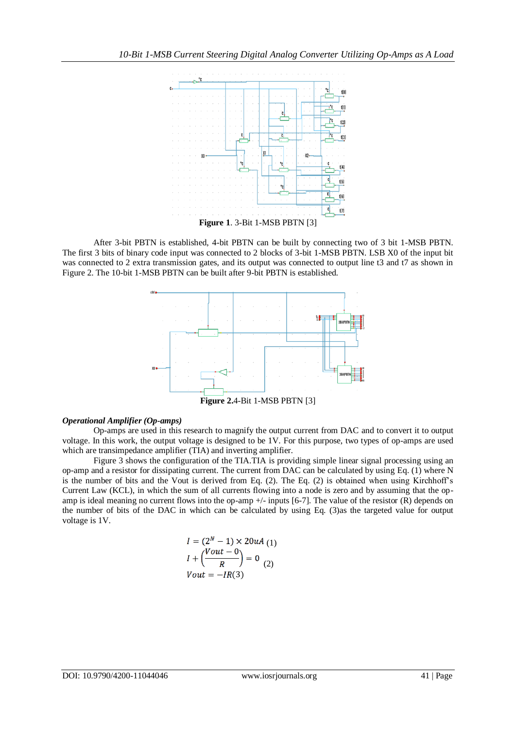**Figure 1**. 3-Bit 1-MSB PBTN [3]

After 3-bit PBTN is established, 4-bit PBTN can be built by connecting two of 3 bit 1-MSB PBTN. The first 3 bits of binary code input was connected to 2 blocks of 3-bit 1-MSB PBTN. LSB X0 of the input bit was connected to 2 extra transmission gates, and its output was connected to output line t3 and t7 as shown in Figure 2. The 10-bit 1-MSB PBTN can be built after 9-bit PBTN is established.

**Figure 2.**4-Bit 1-MSB PBTN [3]

***Operational Amplifier (Op-amps)***

Op-amps are used in this research to magnify the output current from DAC and to convert it to output voltage. In this work, the output voltage is designed to be 1V. For this purpose, two types of op-amps are used which are transimpedance amplifier (TIA) and inverting amplifier.

Figure 3 shows the configuration of the TIA.TIA is providing simple linear signal processing using an op-amp and a resistor for dissipating current. The current from DAC can be calculated by using Eq. (1) where N is the number of bits and the Vout is derived from Eq. (2). The Eq. (2) is obtained when using Kirchhoff's Current Law (KCL), in which the sum of all currents flowing into a node is zero and by assuming that the op-amp is ideal meaning no current flows into the op-amp +/- inputs [6-7]. The value of the resistor (R) depends on the number of bits of the DAC in which can be calculated by using Eq. (3)as the targeted value for output voltage is 1V.

$$I = (2^N - 1) \times 20uA \quad (1)$$

$$I + \left(\frac{Vout - 0}{R}\right) = 0 \quad (2)$$

$$Vout = -IR \quad (3)$$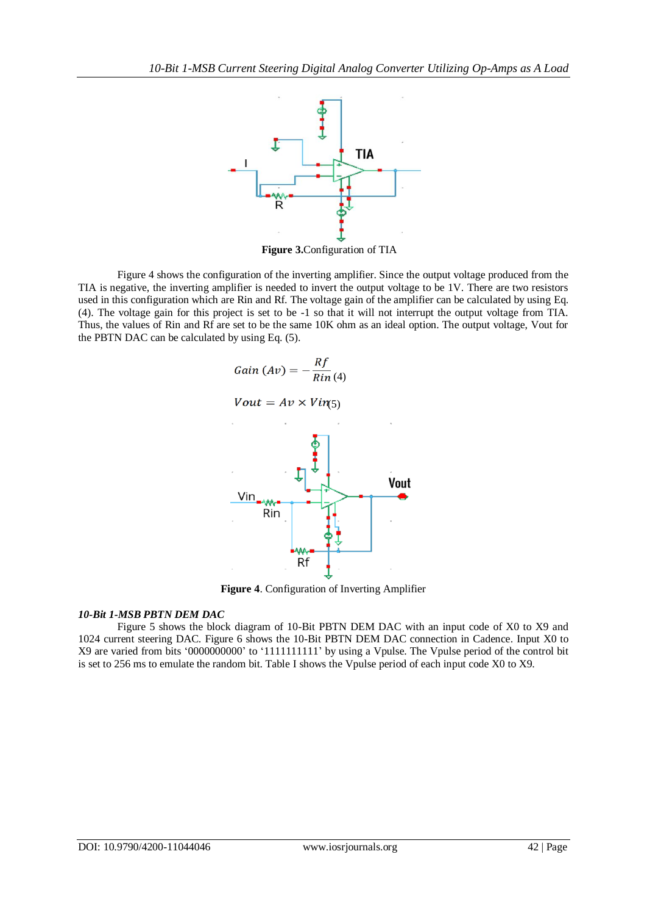Figure 3.Configuration of TIA

Figure 4 shows the configuration of the inverting amplifier. Since the output voltage produced from the TIA is negative, the inverting amplifier is needed to invert the output voltage to be 1V. There are two resistors used in this configuration which are Rin and Rf. The voltage gain of the amplifier can be calculated by using Eq. (4). The voltage gain for this project is set to be -1 so that it will not interrupt the output voltage from TIA. Thus, the values of Rin and Rf are set to be the same 10K ohm as an ideal option. The output voltage, Vout for the PBTN DAC can be calculated by using Eq. (5).

$$Gain\ (Av) = -\frac{Rf}{Rin} \quad (4)$$

$$Vout = Av \times Vin \quad (5)$$

**Figure 4**. Configuration of Inverting Amplifier

***10-Bit 1-MSB PBTN DEM DAC***

Figure 5 shows the block diagram of 10-Bit PBTN DEM DAC with an input code of X0 to X9 and 1024 current steering DAC. Figure 6 shows the 10-Bit PBTN DEM DAC connection in Cadence. Input X0 to X9 are varied from bits '0000000000' to '1111111111' by using a Vpulse. The Vpulse period of the control bit is set to 256 ms to emulate the random bit. Table I shows the Vpulse period of each input code X0 to X9.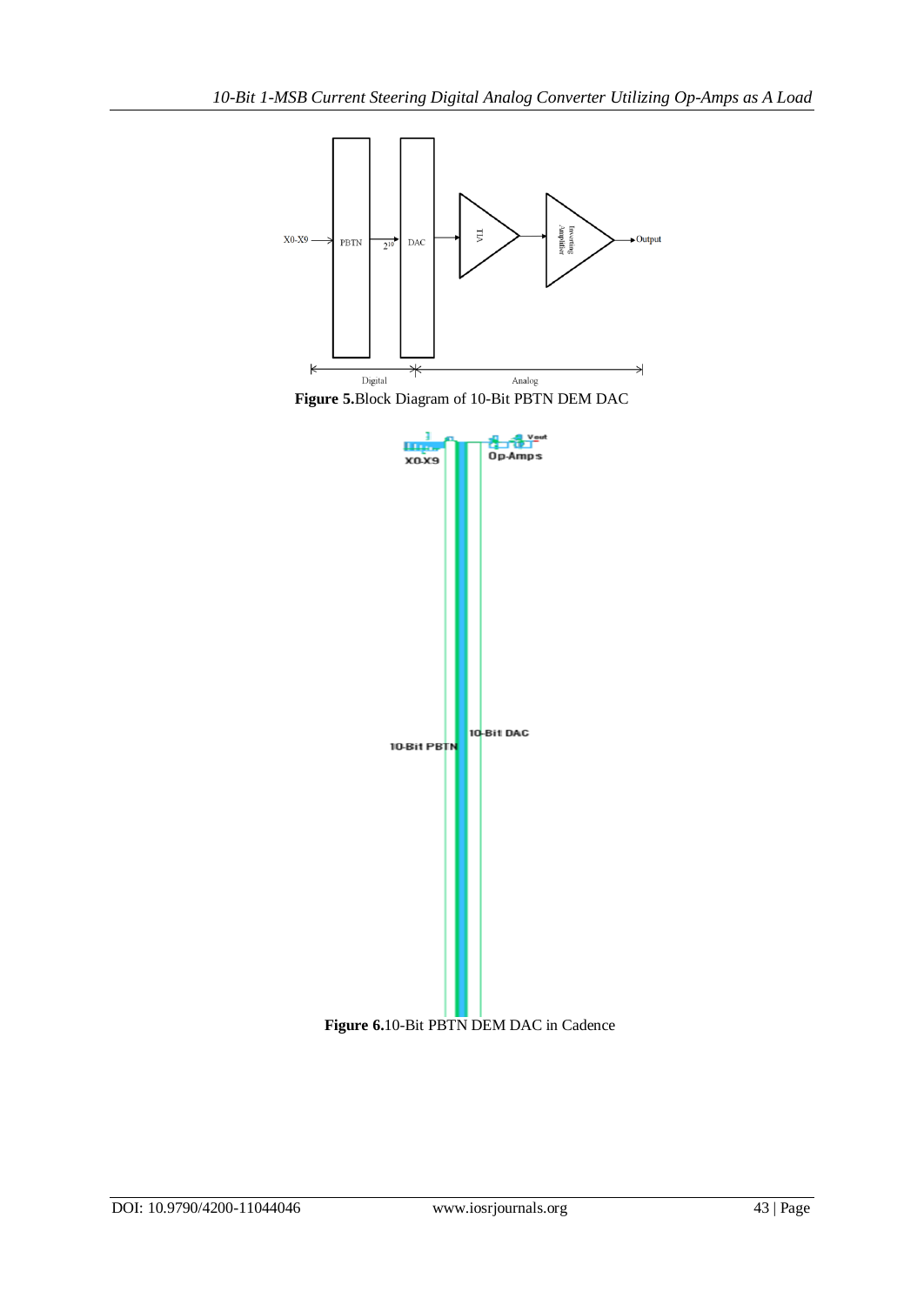**Figure 5.**Block Diagram of 10-Bit PBTN DEM DAC

**Figure 6.**10-Bit PBTN DEM DAC in Cadence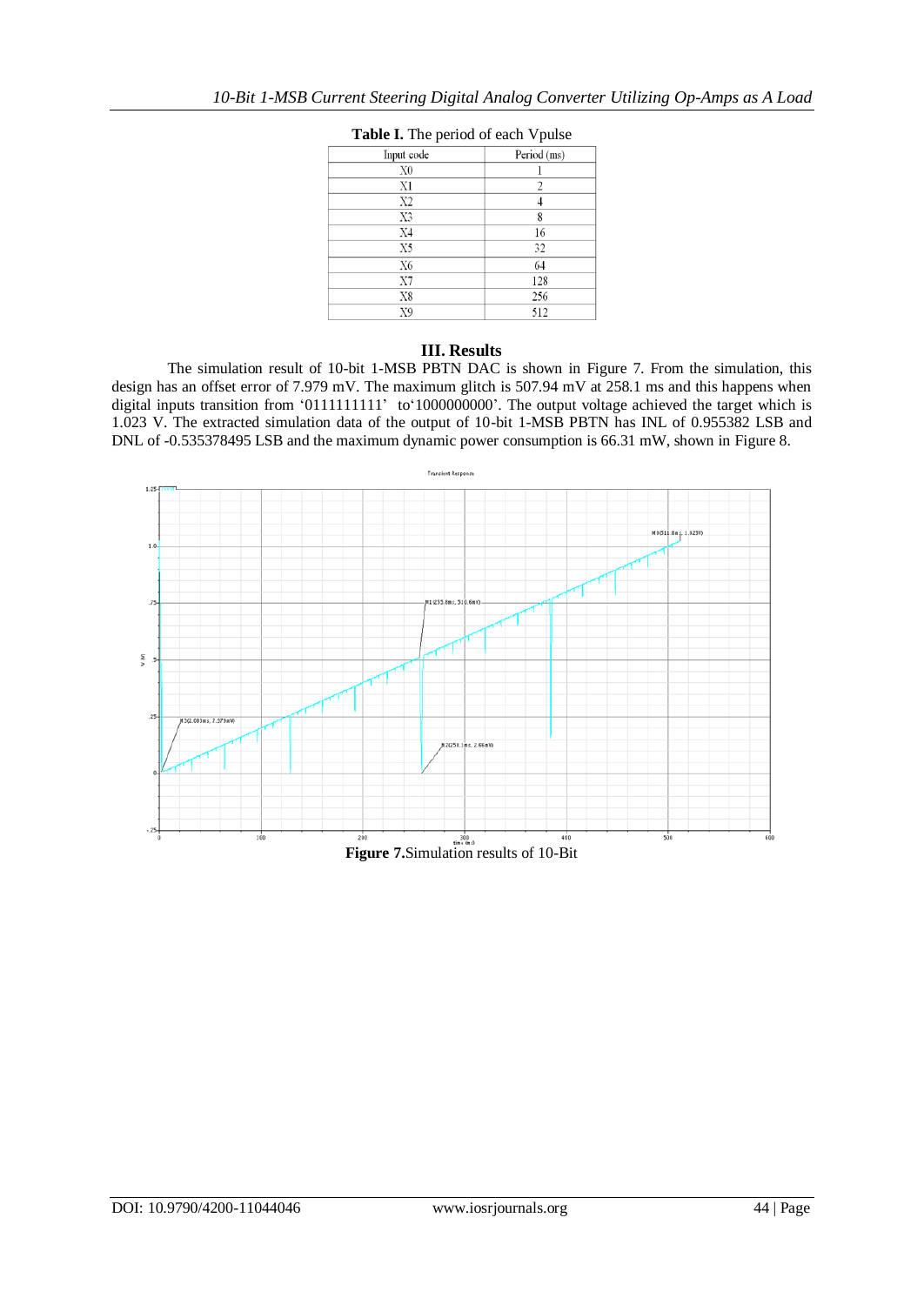**Table I.** The period of each Vpulse

| Input code | Period (ms) |
|---|---|
| X0 | 1 |
| X1 | 2 |
| X2 | 4 |
| X3 | 8 |
| X4 | 16 |
| X5 | 32 |
| X6 | 64 |
| X7 | 128 |
| X8 | 256 |
| X9 | 512 |

## III. Results

The simulation result of 10-bit 1-MSB PBTN DAC is shown in Figure 7. From the simulation, this design has an offset error of 7.979 mV. The maximum glitch is 507.94 mV at 258.1 ms and this happens when digital inputs transition from '0111111111' to'1000000000'. The output voltage achieved the target which is 1.023 V. The extracted simulation data of the output of 10-bit 1-MSB PBTN has INL of 0.955382 LSB and DNL of -0.535378495 LSB and the maximum dynamic power consumption is 66.31 mW, shown in Figure 8.

**Figure 7.** Simulation results of 10-Bit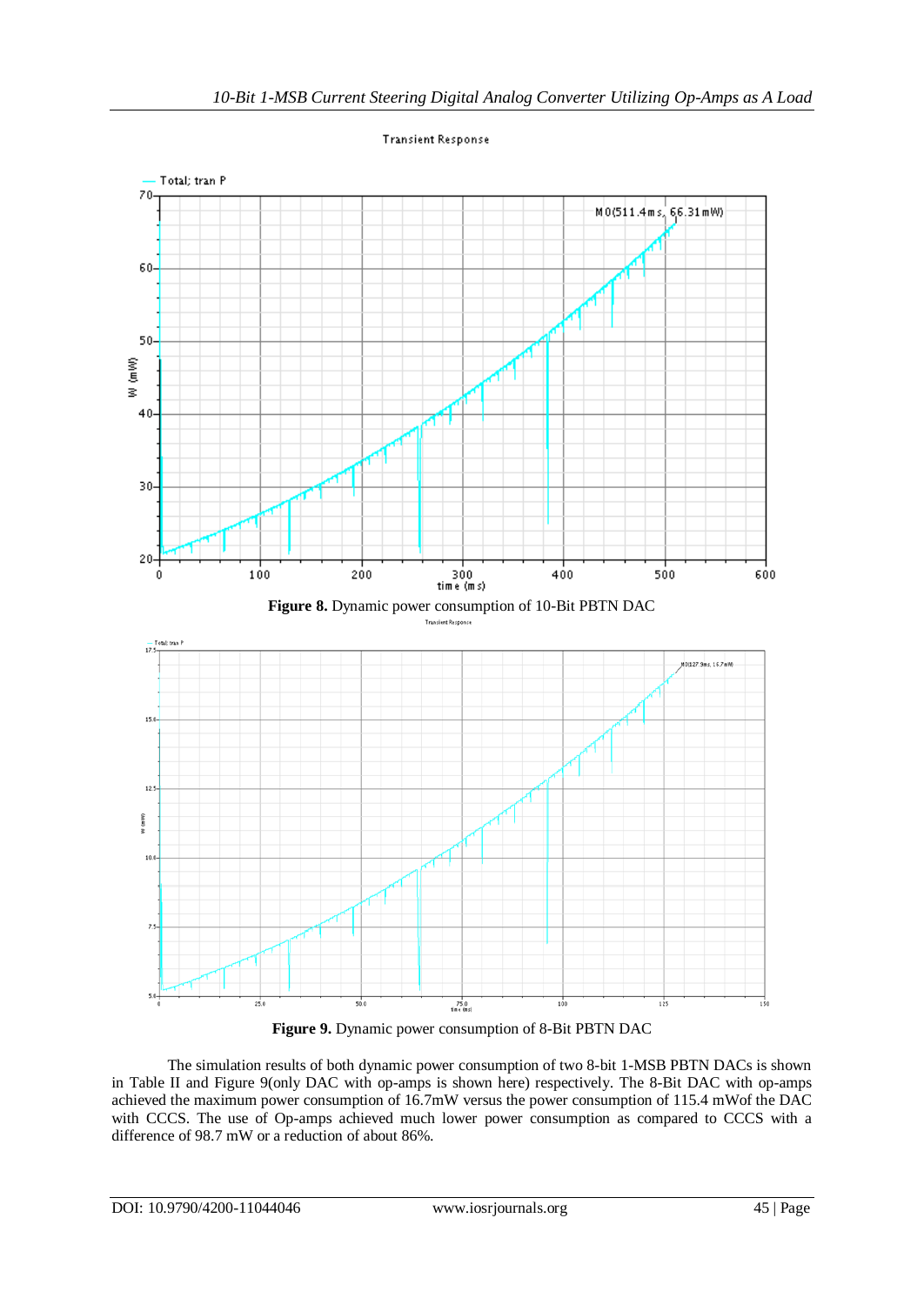**Figure 8.** Dynamic power consumption of 10-Bit PBTN DAC

**Figure 9.** Dynamic power consumption of 8-Bit PBTN DAC

The simulation results of both dynamic power consumption of two 8-bit 1-MSB PBTN DACs is shown in Table II and Figure 9(only DAC with op-amps is shown here) respectively. The 8-Bit DAC with op-amps achieved the maximum power consumption of 16.7mW versus the power consumption of 115.4 mWof the DAC with CCCS. The use of Op-amps achieved much lower power consumption as compared to CCCS with a difference of 98.7 mW or a reduction of about 86%.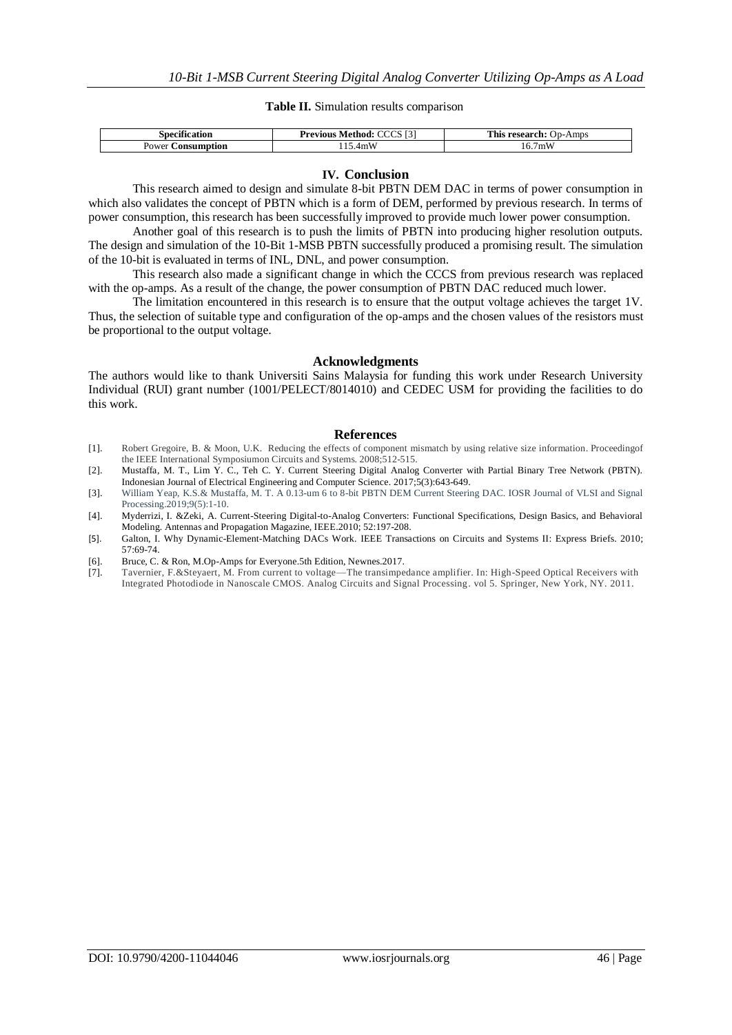**Table II.** Simulation results comparison

| Specification | Previous Method: CCCS [3] | This research: Op-Amps |
| --- | --- | --- |
| Power **Consumption** | 115.4mW | 16.7mW |

## IV. Conclusion

This research aimed to design and simulate 8-bit PBTN DEM DAC in terms of power consumption in which also validates the concept of PBTN which is a form of DEM, performed by previous research. In terms of power consumption, this research has been successfully improved to provide much lower power consumption.

Another goal of this research is to push the limits of PBTN into producing higher resolution outputs. The design and simulation of the 10-Bit 1-MSB PBTN successfully produced a promising result. The simulation of the 10-bit is evaluated in terms of INL, DNL, and power consumption.

This research also made a significant change in which the CCCS from previous research was replaced with the op-amps. As a result of the change, the power consumption of PBTN DAC reduced much lower.

The limitation encountered in this research is to ensure that the output voltage achieves the target 1V. Thus, the selection of suitable type and configuration of the op-amps and the chosen values of the resistors must be proportional to the output voltage.

## Acknowledgments

The authors would like to thank Universiti Sains Malaysia for funding this work under Research University Individual (RUI) grant number (1001/PELECT/8014010) and CEDEC USM for providing the facilities to do this work.

## References

[1]. Robert Gregoire, B. & Moon, U.K. Reducing the effects of component mismatch by using relative size information. Proceedingof the IEEE International Symposiumon Circuits and Systems. 2008;512-515.

[2]. Mustaffa, M. T., Lim Y. C., Teh C. Y. Current Steering Digital Analog Converter with Partial Binary Tree Network (PBTN). Indonesian Journal of Electrical Engineering and Computer Science. 2017;5(3):643-649.

[3]. William Yeap, K.S.& Mustaffa, M. T. A 0.13-um 6 to 8-bit PBTN DEM Current Steering DAC. IOSR Journal of VLSI and Signal Processing.2019;9(5):1-10.

[4]. Myderrizi, I. &Zeki, A. Current-Steering Digital-to-Analog Converters: Functional Specifications, Design Basics, and Behavioral Modeling. Antennas and Propagation Magazine, IEEE.2010; 52:197-208.

[5]. Galton, I. Why Dynamic-Element-Matching DACs Work. IEEE Transactions on Circuits and Systems II: Express Briefs. 2010; 57:69-74.

[6]. Bruce, C. & Ron, M.Op-Amps for Everyone.5th Edition, Newnes.2017.

[7]. Tavernier, F.&Steyaert, M. From current to voltage—The transimpedance amplifier. In: High-Speed Optical Receivers with Integrated Photodiode in Nanoscale CMOS. Analog Circuits and Signal Processing. vol 5. Springer, New York, NY. 2011.